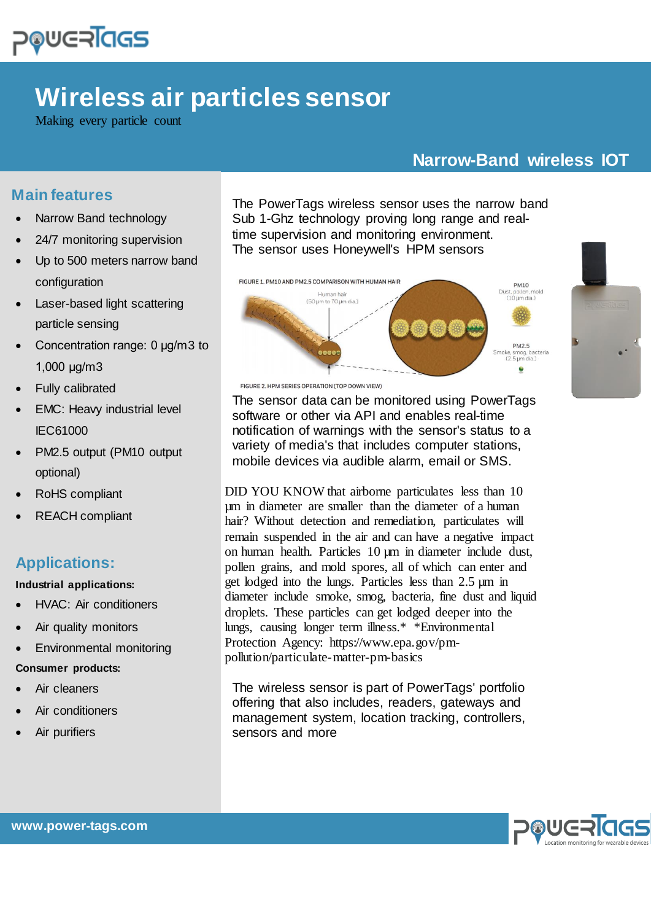# Wireless air particles sensor

Making every particle count

**Narrow-Band wireless IOT**

## Main features

- Narrow Band technology
- 24/7 monitoring supervision
- Up to 500 meters narrow band configuration
- Laser-based light scattering particle sensing
- Concentration range: 0 µg/m3 to 1,000 µg/m3
- Fully calibrated
- EMC: Heavy industrial level IEC61000
- PM2.5 output (PM10 output optional)
- RoHS compliant
- REACH compliant

## Applications:

**Industrial applications:**

- HVAC: Air conditioners
- Air quality monitors
- Environmental monitoring

**Consumer products:**

- Air cleaners
- Air conditioners
- Air purifiers

The PowerTags wireless sensor uses the narrow band Sub 1-Ghz technology proving long range and real-time supervision and monitoring environment.
The sensor uses Honeywell's HPM sensors

FIGURE 1. PM10 AND PM2.5 COMPARISON WITH HUMAN HAIR

Human hair (50 µm to 70 µm dia.)

PM10 Dust, pollen, mold (10 µm dia.)

PM2.5 Smoke, smog, bacteria (2.5 µm dia.)

FIGURE 2. HPM SERIES OPERATION (TOP DOWN VIEW)

The sensor data can be monitored using PowerTags software or other via API and enables real-time notification of warnings with the sensor's status to a variety of media's that includes computer stations, mobile devices via audible alarm, email or SMS.

DID YOU KNOW that airborne particulates less than 10 µm in diameter are smaller than the diameter of a human hair? Without detection and remediation, particulates will remain suspended in the air and can have a negative impact on human health. Particles 10 µm in diameter include dust, pollen grains, and mold spores, all of which can enter and get lodged into the lungs. Particles less than 2.5 µm in diameter include smoke, smog, bacteria, fine dust and liquid droplets. These particles can get lodged deeper into the lungs, causing longer term illness.* *Environmental Protection Agency: https://www.epa.gov/pm-pollution/particulate-matter-pm-basics

The wireless sensor is part of PowerTags' portfolio offering that also includes, readers, gateways and management system, location tracking, controllers, sensors and more

www.power-tags.com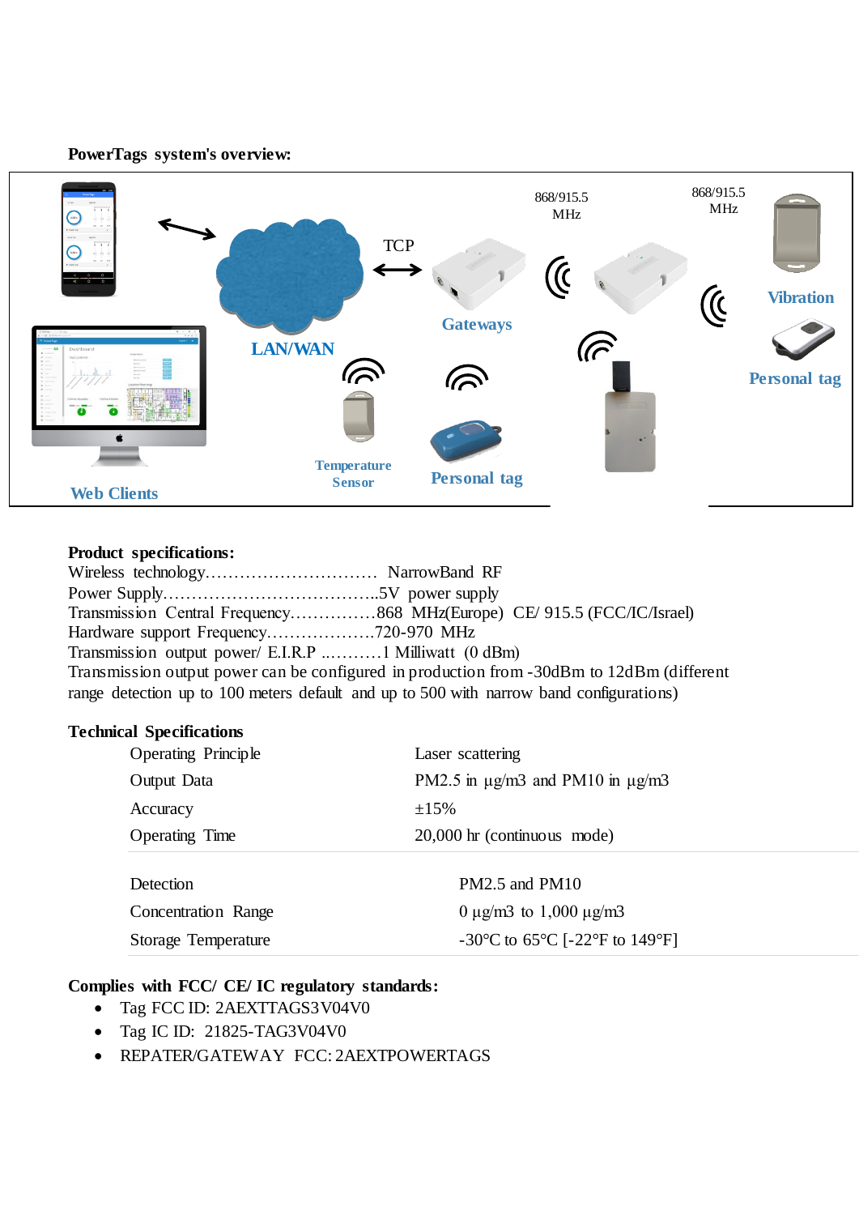**PowerTags system's overview:**

868/915.5 MHz

868/915.5 MHz

TCP

LAN/WAN

Gateways

Vibration

Personal tag

Temperature Sensor

Personal tag

Web Clients

**Product specifications:**

Wireless technology………………………… NarrowBand RF
Power Supply………………………………..5V power supply
Transmission Central Frequency……………868 MHz(Europe) CE/ 915.5 (FCC/IC/Israel)
Hardware support Frequency……………….720-970 MHz
Transmission output power/ E.I.R.P ..………1 Milliwatt (0 dBm)
Transmission output power can be configured in production from -30dBm to 12dBm (different range detection up to 100 meters default and up to 500 with narrow band configurations)

**Technical Specifications**

| | |
|---|---|
| Operating Principle | Laser scattering |
| Output Data | PM2.5 in µg/m3 and PM10 in µg/m3 |
| Accuracy | ±15% |
| Operating Time | 20,000 hr (continuous mode) |
| Detection | PM2.5 and PM10 |
| Concentration Range | 0 µg/m3 to 1,000 µg/m3 |
| Storage Temperature | -30°C to 65°C [-22°F to 149°F] |

**Complies with FCC/ CE/ IC regulatory standards:**

- Tag FCC ID: 2AEXTTAGS3V04V0
- Tag IC ID: 21825-TAG3V04V0
- REPATER/GATEWAY FCC: 2AEXTPOWERTAGS